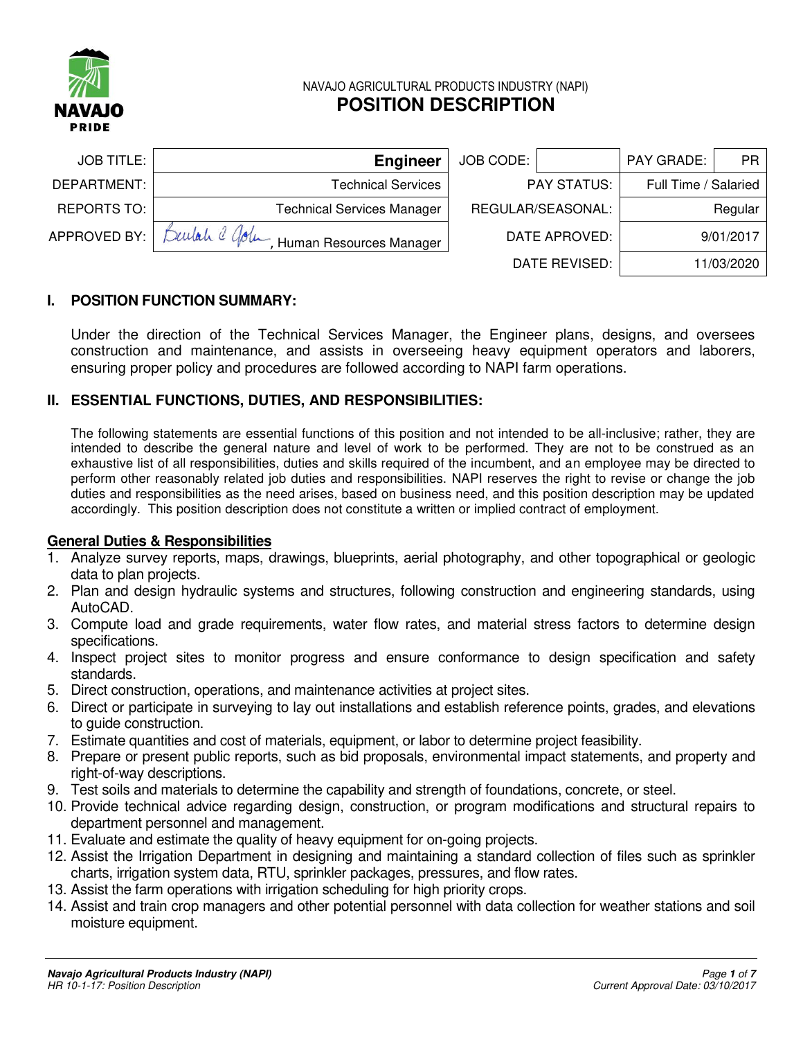NAVAJO PRIDE

NAVAJO AGRICULTURAL PRODUCTS INDUSTRY (NAPI)

# POSITION DESCRIPTION

| JOB TITLE: | **Engineer** | JOB CODE: | | PAY GRADE: | PR |
|---|---|---|---|---|---|
| DEPARTMENT: | Technical Services | | PAY STATUS: | Full Time / Salaried | |
| REPORTS TO: | Technical Services Manager | | REGULAR/SEASONAL: | Regular | |
| APPROVED BY: | Beulah C. John, Human Resources Manager | | DATE APROVED: | 9/01/2017 | |
| | | | DATE REVISED: | 11/03/2020 | |

## I. POSITION FUNCTION SUMMARY:

Under the direction of the Technical Services Manager, the Engineer plans, designs, and oversees construction and maintenance, and assists in overseeing heavy equipment operators and laborers, ensuring proper policy and procedures are followed according to NAPI farm operations.

## II. ESSENTIAL FUNCTIONS, DUTIES, AND RESPONSIBILITIES:

The following statements are essential functions of this position and not intended to be all-inclusive; rather, they are intended to describe the general nature and level of work to be performed. They are not to be construed as an exhaustive list of all responsibilities, duties and skills required of the incumbent, and an employee may be directed to perform other reasonably related job duties and responsibilities. NAPI reserves the right to revise or change the job duties and responsibilities as the need arises, based on business need, and this position description may be updated accordingly. This position description does not constitute a written or implied contract of employment.

**General Duties & Responsibilities**

1. Analyze survey reports, maps, drawings, blueprints, aerial photography, and other topographical or geologic data to plan projects.
2. Plan and design hydraulic systems and structures, following construction and engineering standards, using AutoCAD.
3. Compute load and grade requirements, water flow rates, and material stress factors to determine design specifications.
4. Inspect project sites to monitor progress and ensure conformance to design specification and safety standards.
5. Direct construction, operations, and maintenance activities at project sites.
6. Direct or participate in surveying to lay out installations and establish reference points, grades, and elevations to guide construction.
7. Estimate quantities and cost of materials, equipment, or labor to determine project feasibility.
8. Prepare or present public reports, such as bid proposals, environmental impact statements, and property and right-of-way descriptions.
9. Test soils and materials to determine the capability and strength of foundations, concrete, or steel.
10. Provide technical advice regarding design, construction, or program modifications and structural repairs to department personnel and management.
11. Evaluate and estimate the quality of heavy equipment for on-going projects.
12. Assist the Irrigation Department in designing and maintaining a standard collection of files such as sprinkler charts, irrigation system data, RTU, sprinkler packages, pressures, and flow rates.
13. Assist the farm operations with irrigation scheduling for high priority crops.
14. Assist and train crop managers and other potential personnel with data collection for weather stations and soil moisture equipment.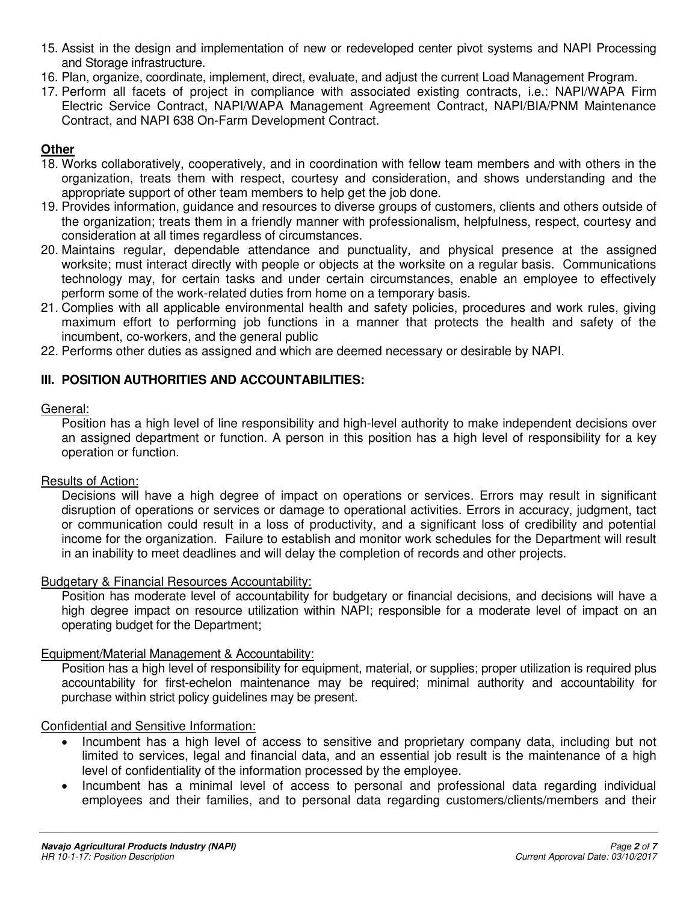15. Assist in the design and implementation of new or redeveloped center pivot systems and NAPI Processing and Storage infrastructure.
16. Plan, organize, coordinate, implement, direct, evaluate, and adjust the current Load Management Program.
17. Perform all facets of project in compliance with associated existing contracts, i.e.: NAPI/WAPA Firm Electric Service Contract, NAPI/WAPA Management Agreement Contract, NAPI/BIA/PNM Maintenance Contract, and NAPI 638 On-Farm Development Contract.

**Other**

18. Works collaboratively, cooperatively, and in coordination with fellow team members and with others in the organization, treats them with respect, courtesy and consideration, and shows understanding and the appropriate support of other team members to help get the job done.
19. Provides information, guidance and resources to diverse groups of customers, clients and others outside of the organization; treats them in a friendly manner with professionalism, helpfulness, respect, courtesy and consideration at all times regardless of circumstances.
20. Maintains regular, dependable attendance and punctuality, and physical presence at the assigned worksite; must interact directly with people or objects at the worksite on a regular basis. Communications technology may, for certain tasks and under certain circumstances, enable an employee to effectively perform some of the work-related duties from home on a temporary basis.
21. Complies with all applicable environmental health and safety policies, procedures and work rules, giving maximum effort to performing job functions in a manner that protects the health and safety of the incumbent, co-workers, and the general public
22. Performs other duties as assigned and which are deemed necessary or desirable by NAPI.

## III. POSITION AUTHORITIES AND ACCOUNTABILITIES:

General:

Position has a high level of line responsibility and high-level authority to make independent decisions over an assigned department or function. A person in this position has a high level of responsibility for a key operation or function.

Results of Action:

Decisions will have a high degree of impact on operations or services. Errors may result in significant disruption of operations or services or damage to operational activities. Errors in accuracy, judgment, tact or communication could result in a loss of productivity, and a significant loss of credibility and potential income for the organization. Failure to establish and monitor work schedules for the Department will result in an inability to meet deadlines and will delay the completion of records and other projects.

Budgetary & Financial Resources Accountability:

Position has moderate level of accountability for budgetary or financial decisions, and decisions will have a high degree impact on resource utilization within NAPI; responsible for a moderate level of impact on an operating budget for the Department;

Equipment/Material Management & Accountability:

Position has a high level of responsibility for equipment, material, or supplies; proper utilization is required plus accountability for first-echelon maintenance may be required; minimal authority and accountability for purchase within strict policy guidelines may be present.

Confidential and Sensitive Information:

- Incumbent has a high level of access to sensitive and proprietary company data, including but not limited to services, legal and financial data, and an essential job result is the maintenance of a high level of confidentiality of the information processed by the employee.
- Incumbent has a minimal level of access to personal and professional data regarding individual employees and their families, and to personal data regarding customers/clients/members and their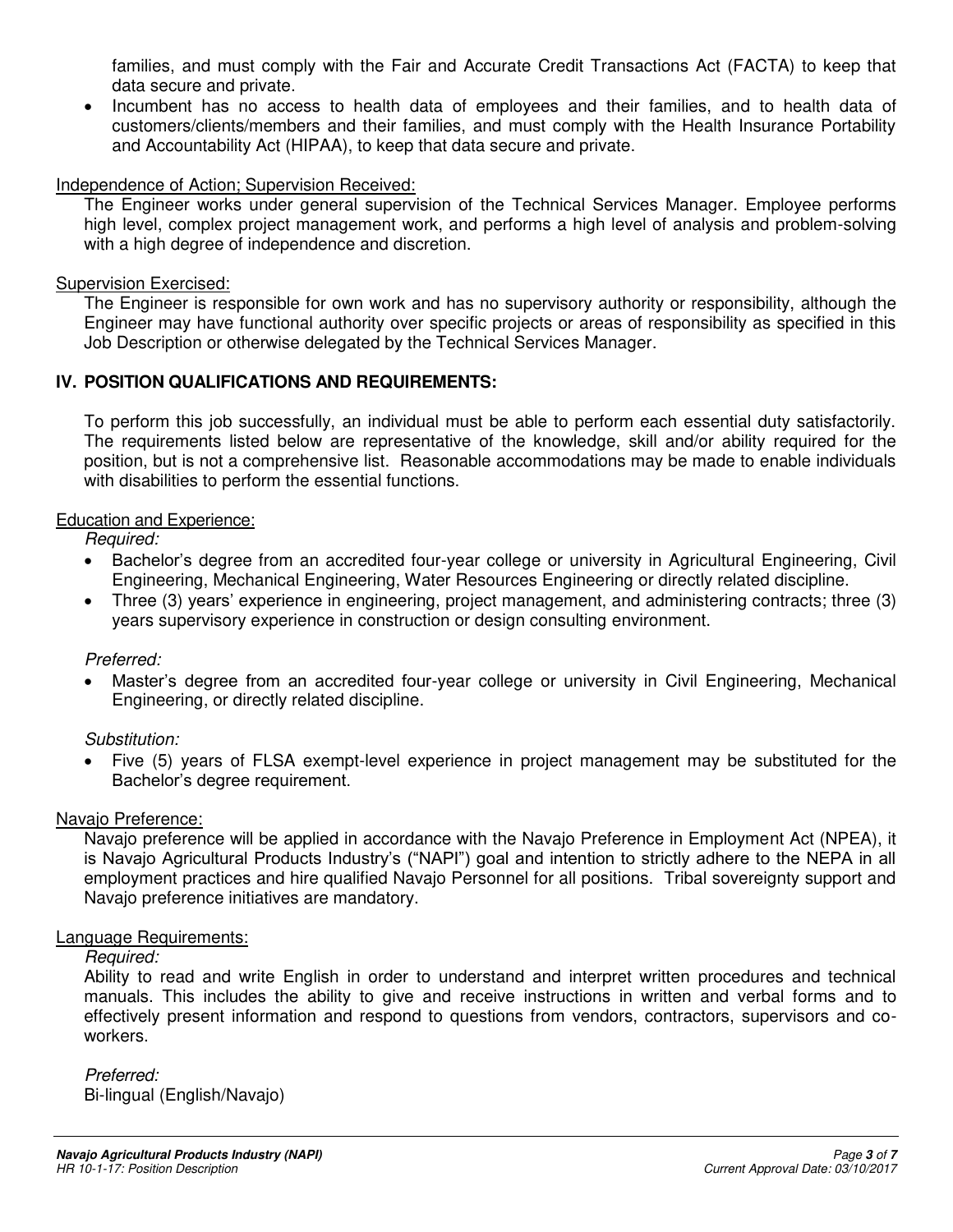families, and must comply with the Fair and Accurate Credit Transactions Act (FACTA) to keep that data secure and private.
- Incumbent has no access to health data of employees and their families, and to health data of customers/clients/members and their families, and must comply with the Health Insurance Portability and Accountability Act (HIPAA), to keep that data secure and private.

Independence of Action; Supervision Received:

The Engineer works under general supervision of the Technical Services Manager. Employee performs high level, complex project management work, and performs a high level of analysis and problem-solving with a high degree of independence and discretion.

Supervision Exercised:

The Engineer is responsible for own work and has no supervisory authority or responsibility, although the Engineer may have functional authority over specific projects or areas of responsibility as specified in this Job Description or otherwise delegated by the Technical Services Manager.

## IV. POSITION QUALIFICATIONS AND REQUIREMENTS:

To perform this job successfully, an individual must be able to perform each essential duty satisfactorily. The requirements listed below are representative of the knowledge, skill and/or ability required for the position, but is not a comprehensive list. Reasonable accommodations may be made to enable individuals with disabilities to perform the essential functions.

Education and Experience:

*Required:*

- Bachelor's degree from an accredited four-year college or university in Agricultural Engineering, Civil Engineering, Mechanical Engineering, Water Resources Engineering or directly related discipline.
- Three (3) years' experience in engineering, project management, and administering contracts; three (3) years supervisory experience in construction or design consulting environment.

*Preferred:*

- Master's degree from an accredited four-year college or university in Civil Engineering, Mechanical Engineering, or directly related discipline.

*Substitution:*

- Five (5) years of FLSA exempt-level experience in project management may be substituted for the Bachelor's degree requirement.

Navajo Preference:

Navajo preference will be applied in accordance with the Navajo Preference in Employment Act (NPEA), it is Navajo Agricultural Products Industry's ("NAPI") goal and intention to strictly adhere to the NEPA in all employment practices and hire qualified Navajo Personnel for all positions. Tribal sovereignty support and Navajo preference initiatives are mandatory.

Language Requirements:

*Required:*

Ability to read and write English in order to understand and interpret written procedures and technical manuals. This includes the ability to give and receive instructions in written and verbal forms and to effectively present information and respond to questions from vendors, contractors, supervisors and co-workers.

*Preferred:*

Bi-lingual (English/Navajo)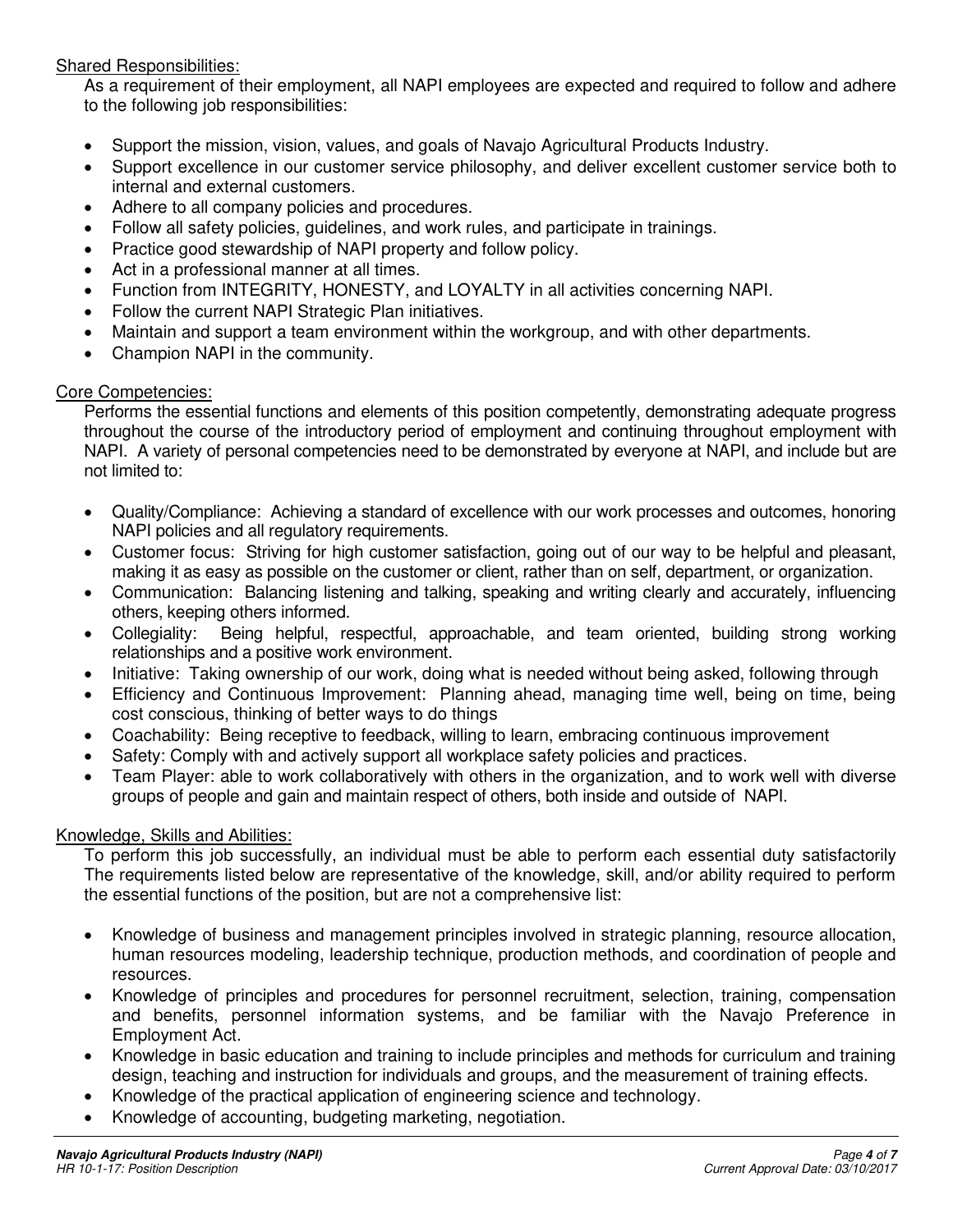Shared Responsibilities:

As a requirement of their employment, all NAPI employees are expected and required to follow and adhere to the following job responsibilities:

- Support the mission, vision, values, and goals of Navajo Agricultural Products Industry.
- Support excellence in our customer service philosophy, and deliver excellent customer service both to internal and external customers.
- Adhere to all company policies and procedures.
- Follow all safety policies, guidelines, and work rules, and participate in trainings.
- Practice good stewardship of NAPI property and follow policy.
- Act in a professional manner at all times.
- Function from INTEGRITY, HONESTY, and LOYALTY in all activities concerning NAPI.
- Follow the current NAPI Strategic Plan initiatives.
- Maintain and support a team environment within the workgroup, and with other departments.
- Champion NAPI in the community.

Core Competencies:

Performs the essential functions and elements of this position competently, demonstrating adequate progress throughout the course of the introductory period of employment and continuing throughout employment with NAPI. A variety of personal competencies need to be demonstrated by everyone at NAPI, and include but are not limited to:

- Quality/Compliance: Achieving a standard of excellence with our work processes and outcomes, honoring NAPI policies and all regulatory requirements.
- Customer focus: Striving for high customer satisfaction, going out of our way to be helpful and pleasant, making it as easy as possible on the customer or client, rather than on self, department, or organization.
- Communication: Balancing listening and talking, speaking and writing clearly and accurately, influencing others, keeping others informed.
- Collegiality: Being helpful, respectful, approachable, and team oriented, building strong working relationships and a positive work environment.
- Initiative: Taking ownership of our work, doing what is needed without being asked, following through
- Efficiency and Continuous Improvement: Planning ahead, managing time well, being on time, being cost conscious, thinking of better ways to do things
- Coachability: Being receptive to feedback, willing to learn, embracing continuous improvement
- Safety: Comply with and actively support all workplace safety policies and practices.
- Team Player: able to work collaboratively with others in the organization, and to work well with diverse groups of people and gain and maintain respect of others, both inside and outside of NAPI.

Knowledge, Skills and Abilities:

To perform this job successfully, an individual must be able to perform each essential duty satisfactorily The requirements listed below are representative of the knowledge, skill, and/or ability required to perform the essential functions of the position, but are not a comprehensive list:

- Knowledge of business and management principles involved in strategic planning, resource allocation, human resources modeling, leadership technique, production methods, and coordination of people and resources.
- Knowledge of principles and procedures for personnel recruitment, selection, training, compensation and benefits, personnel information systems, and be familiar with the Navajo Preference in Employment Act.
- Knowledge in basic education and training to include principles and methods for curriculum and training design, teaching and instruction for individuals and groups, and the measurement of training effects.
- Knowledge of the practical application of engineering science and technology.
- Knowledge of accounting, budgeting marketing, negotiation.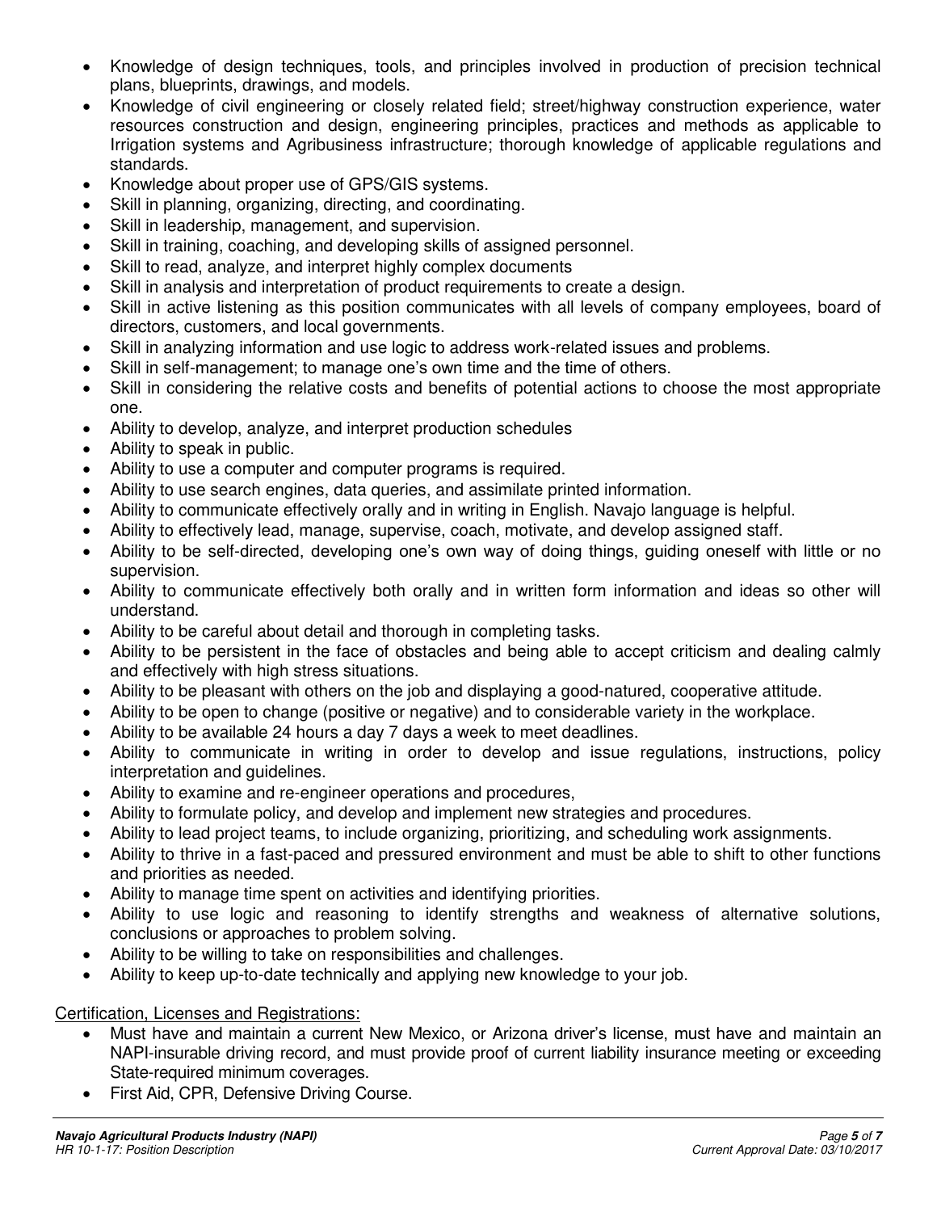- Knowledge of design techniques, tools, and principles involved in production of precision technical plans, blueprints, drawings, and models.
- Knowledge of civil engineering or closely related field; street/highway construction experience, water resources construction and design, engineering principles, practices and methods as applicable to Irrigation systems and Agribusiness infrastructure; thorough knowledge of applicable regulations and standards.
- Knowledge about proper use of GPS/GIS systems.
- Skill in planning, organizing, directing, and coordinating.
- Skill in leadership, management, and supervision.
- Skill in training, coaching, and developing skills of assigned personnel.
- Skill to read, analyze, and interpret highly complex documents
- Skill in analysis and interpretation of product requirements to create a design.
- Skill in active listening as this position communicates with all levels of company employees, board of directors, customers, and local governments.
- Skill in analyzing information and use logic to address work-related issues and problems.
- Skill in self-management; to manage one's own time and the time of others.
- Skill in considering the relative costs and benefits of potential actions to choose the most appropriate one.
- Ability to develop, analyze, and interpret production schedules
- Ability to speak in public.
- Ability to use a computer and computer programs is required.
- Ability to use search engines, data queries, and assimilate printed information.
- Ability to communicate effectively orally and in writing in English. Navajo language is helpful.
- Ability to effectively lead, manage, supervise, coach, motivate, and develop assigned staff.
- Ability to be self-directed, developing one's own way of doing things, guiding oneself with little or no supervision.
- Ability to communicate effectively both orally and in written form information and ideas so other will understand.
- Ability to be careful about detail and thorough in completing tasks.
- Ability to be persistent in the face of obstacles and being able to accept criticism and dealing calmly and effectively with high stress situations.
- Ability to be pleasant with others on the job and displaying a good-natured, cooperative attitude.
- Ability to be open to change (positive or negative) and to considerable variety in the workplace.
- Ability to be available 24 hours a day 7 days a week to meet deadlines.
- Ability to communicate in writing in order to develop and issue regulations, instructions, policy interpretation and guidelines.
- Ability to examine and re-engineer operations and procedures,
- Ability to formulate policy, and develop and implement new strategies and procedures.
- Ability to lead project teams, to include organizing, prioritizing, and scheduling work assignments.
- Ability to thrive in a fast-paced and pressured environment and must be able to shift to other functions and priorities as needed.
- Ability to manage time spent on activities and identifying priorities.
- Ability to use logic and reasoning to identify strengths and weakness of alternative solutions, conclusions or approaches to problem solving.
- Ability to be willing to take on responsibilities and challenges.
- Ability to keep up-to-date technically and applying new knowledge to your job.

Certification, Licenses and Registrations:

- Must have and maintain a current New Mexico, or Arizona driver's license, must have and maintain an NAPI-insurable driving record, and must provide proof of current liability insurance meeting or exceeding State-required minimum coverages.
- First Aid, CPR, Defensive Driving Course.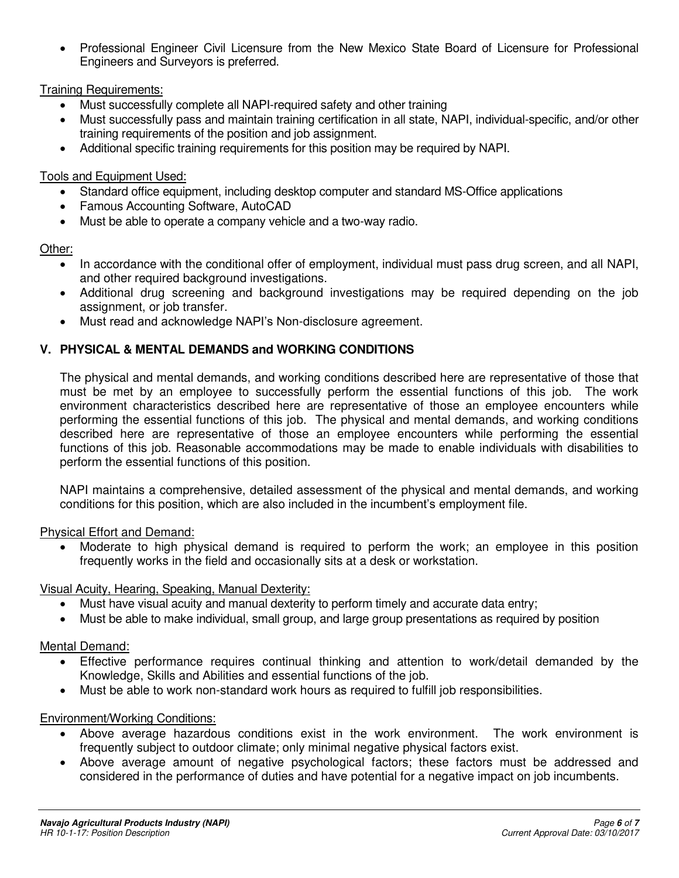- Professional Engineer Civil Licensure from the New Mexico State Board of Licensure for Professional Engineers and Surveyors is preferred.

Training Requirements:

- Must successfully complete all NAPI-required safety and other training
- Must successfully pass and maintain training certification in all state, NAPI, individual-specific, and/or other training requirements of the position and job assignment.
- Additional specific training requirements for this position may be required by NAPI.

Tools and Equipment Used:

- Standard office equipment, including desktop computer and standard MS-Office applications
- Famous Accounting Software, AutoCAD
- Must be able to operate a company vehicle and a two-way radio.

Other:

- In accordance with the conditional offer of employment, individual must pass drug screen, and all NAPI, and other required background investigations.
- Additional drug screening and background investigations may be required depending on the job assignment, or job transfer.
- Must read and acknowledge NAPI's Non-disclosure agreement.

## V. PHYSICAL & MENTAL DEMANDS and WORKING CONDITIONS

The physical and mental demands, and working conditions described here are representative of those that must be met by an employee to successfully perform the essential functions of this job. The work environment characteristics described here are representative of those an employee encounters while performing the essential functions of this job. The physical and mental demands, and working conditions described here are representative of those an employee encounters while performing the essential functions of this job. Reasonable accommodations may be made to enable individuals with disabilities to perform the essential functions of this position.

NAPI maintains a comprehensive, detailed assessment of the physical and mental demands, and working conditions for this position, which are also included in the incumbent's employment file.

Physical Effort and Demand:

- Moderate to high physical demand is required to perform the work; an employee in this position frequently works in the field and occasionally sits at a desk or workstation.

Visual Acuity, Hearing, Speaking, Manual Dexterity:

- Must have visual acuity and manual dexterity to perform timely and accurate data entry;
- Must be able to make individual, small group, and large group presentations as required by position

Mental Demand:

- Effective performance requires continual thinking and attention to work/detail demanded by the Knowledge, Skills and Abilities and essential functions of the job.
- Must be able to work non-standard work hours as required to fulfill job responsibilities.

Environment/Working Conditions:

- Above average hazardous conditions exist in the work environment. The work environment is frequently subject to outdoor climate; only minimal negative physical factors exist.
- Above average amount of negative psychological factors; these factors must be addressed and considered in the performance of duties and have potential for a negative impact on job incumbents.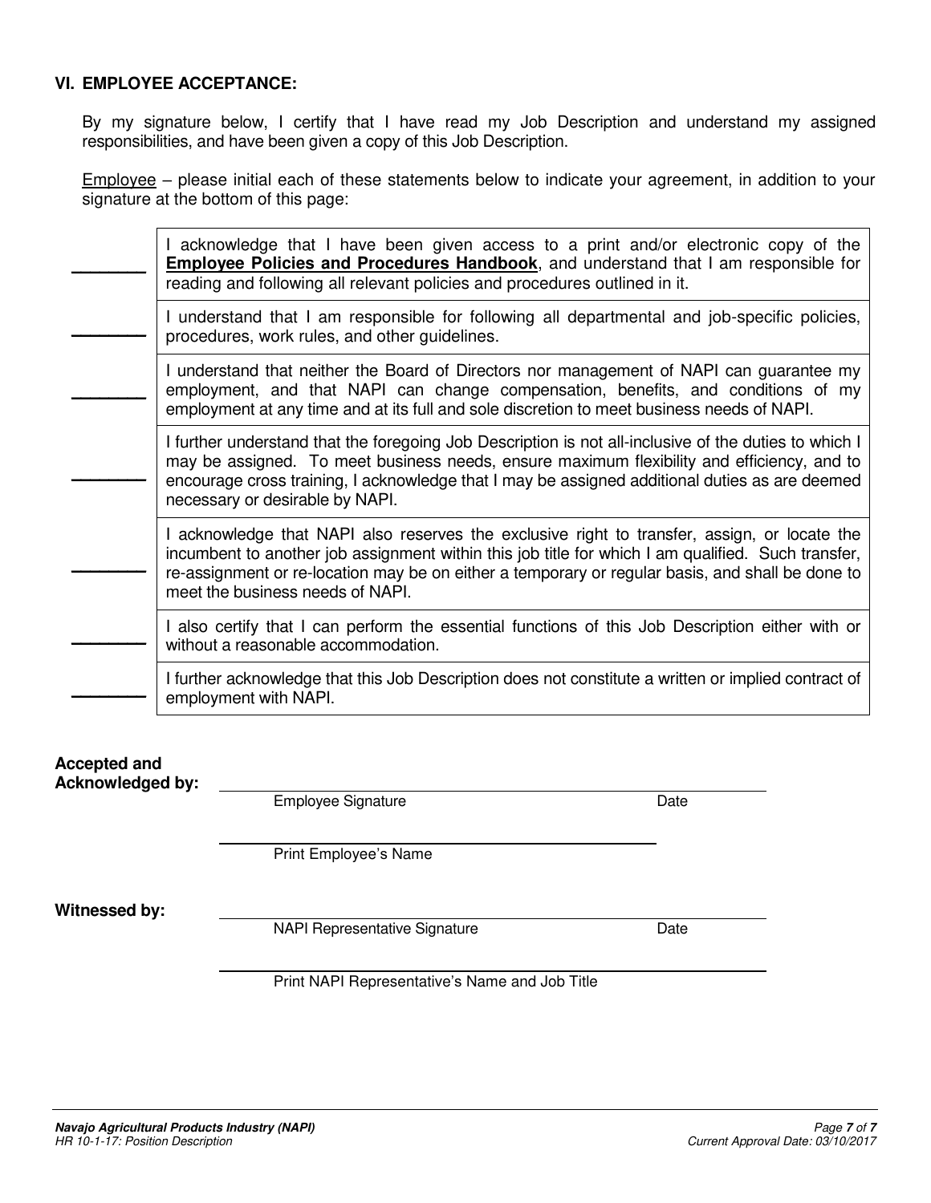### VI. EMPLOYEE ACCEPTANCE:

By my signature below, I certify that I have read my Job Description and understand my assigned responsibilities, and have been given a copy of this Job Description.

Employee – please initial each of these statements below to indicate your agreement, in addition to your signature at the bottom of this page:

| | |
|---|---|
| ________ | I acknowledge that I have been given access to a print and/or electronic copy of the **Employee Policies and Procedures Handbook**, and understand that I am responsible for reading and following all relevant policies and procedures outlined in it. |
| ________ | I understand that I am responsible for following all departmental and job-specific policies, procedures, work rules, and other guidelines. |
| ________ | I understand that neither the Board of Directors nor management of NAPI can guarantee my employment, and that NAPI can change compensation, benefits, and conditions of my employment at any time and at its full and sole discretion to meet business needs of NAPI. |
| ________ | I further understand that the foregoing Job Description is not all-inclusive of the duties to which I may be assigned. To meet business needs, ensure maximum flexibility and efficiency, and to encourage cross training, I acknowledge that I may be assigned additional duties as are deemed necessary or desirable by NAPI. |
| ________ | I acknowledge that NAPI also reserves the exclusive right to transfer, assign, or locate the incumbent to another job assignment within this job title for which I am qualified. Such transfer, re-assignment or re-location may be on either a temporary or regular basis, and shall be done to meet the business needs of NAPI. |
| ________ | I also certify that I can perform the essential functions of this Job Description either with or without a reasonable accommodation. |
| ________ | I further acknowledge that this Job Description does not constitute a written or implied contract of employment with NAPI. |

**Accepted and Acknowledged by:**

______________________________________________
Employee Signature                                        Date

______________________________________________
Print Employee's Name

**Witnessed by:**

______________________________________________
NAPI Representative Signature                                        Date

______________________________________________
Print NAPI Representative's Name and Job Title